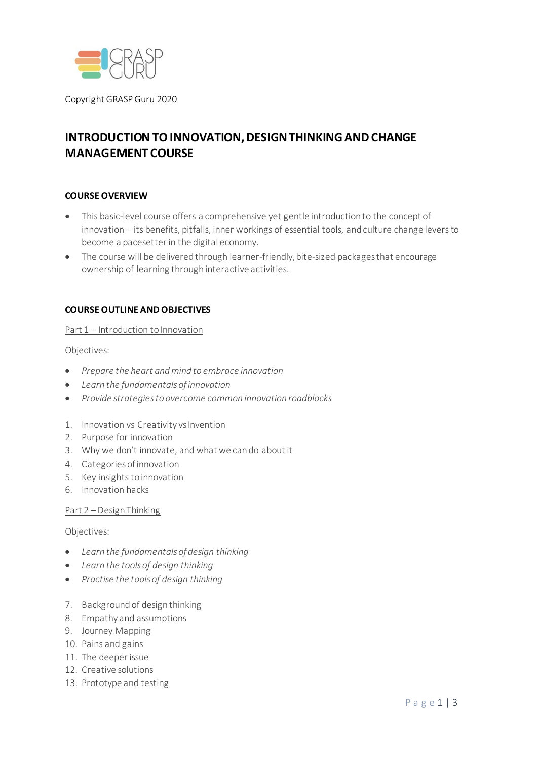Copyright GRASP Guru 2020

# INTRODUCTION TO INNOVATION, DESIGN THINKING AND CHANGE MANAGEMENT COURSE

### COURSE OVERVIEW

- This basic-level course offers a comprehensive yet gentle introduction to the concept of innovation – its benefits, pitfalls, inner workings of essential tools, and culture change levers to become a pacesetter in the digital economy.
- The course will be delivered through learner-friendly, bite-sized packages that encourage ownership of learning through interactive activities.

### COURSE OUTLINE AND OBJECTIVES

<u>Part 1 – Introduction to Innovation</u>

Objectives:

- *Prepare the heart and mind to embrace innovation*
- *Learn the fundamentals of innovation*
- *Provide strategies to overcome common innovation roadblocks*

1. Innovation vs Creativity vs Invention
2. Purpose for innovation
3. Why we don't innovate, and what we can do about it
4. Categories of innovation
5. Key insights to innovation
6. Innovation hacks

<u>Part 2 – Design Thinking</u>

Objectives:

- *Learn the fundamentals of design thinking*
- *Learn the tools of design thinking*
- *Practise the tools of design thinking*

7. Background of design thinking
8. Empathy and assumptions
9. Journey Mapping
10. Pains and gains
11. The deeper issue
12. Creative solutions
13. Prototype and testing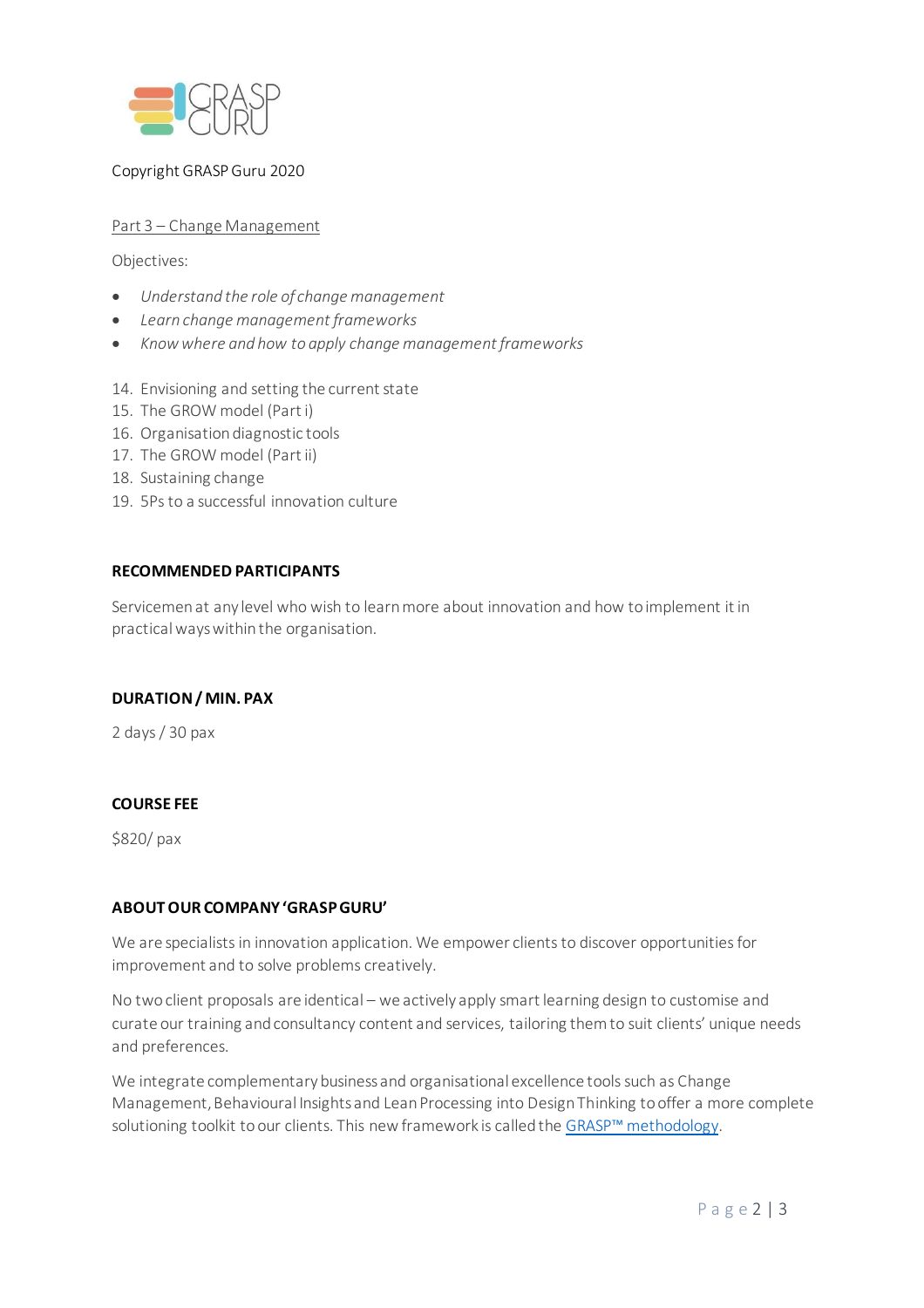Copyright GRASP Guru 2020

Part 3 – Change Management

Objectives:

- *Understand the role of change management*
- *Learn change management frameworks*
- *Know where and how to apply change management frameworks*

14. Envisioning and setting the current state
15. The GROW model (Part i)
16. Organisation diagnostic tools
17. The GROW model (Part ii)
18. Sustaining change
19. 5Ps to a successful innovation culture

**RECOMMENDED PARTICIPANTS**

Servicemen at any level who wish to learn more about innovation and how to implement it in practical ways within the organisation.

**DURATION / MIN. PAX**

2 days / 30 pax

**COURSE FEE**

$820/ pax

**ABOUT OUR COMPANY 'GRASP GURU'**

We are specialists in innovation application. We empower clients to discover opportunities for improvement and to solve problems creatively.

No two client proposals are identical – we actively apply smart learning design to customise and curate our training and consultancy content and services, tailoring them to suit clients' unique needs and preferences.

We integrate complementary business and organisational excellence tools such as Change Management, Behavioural Insights and Lean Processing into Design Thinking to offer a more complete solutioning toolkit to our clients. This new framework is called the GRASP™ methodology.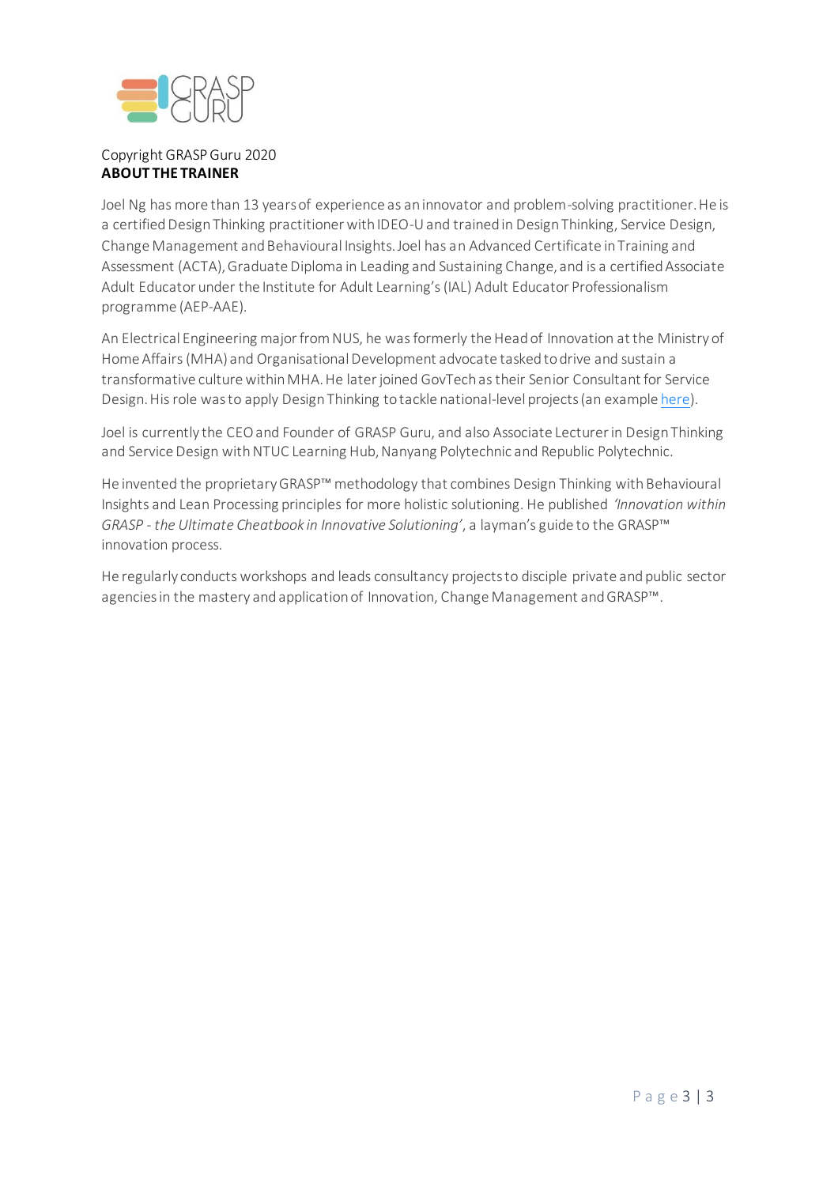Copyright GRASP Guru 2020

**ABOUT THE TRAINER**

Joel Ng has more than 13 years of experience as an innovator and problem-solving practitioner. He is a certified Design Thinking practitioner with IDEO-U and trained in Design Thinking, Service Design, Change Management and Behavioural Insights. Joel has an Advanced Certificate in Training and Assessment (ACTA), Graduate Diploma in Leading and Sustaining Change, and is a certified Associate Adult Educator under the Institute for Adult Learning's (IAL) Adult Educator Professionalism programme (AEP-AAE).

An Electrical Engineering major from NUS, he was formerly the Head of Innovation at the Ministry of Home Affairs (MHA) and Organisational Development advocate tasked to drive and sustain a transformative culture within MHA. He later joined GovTech as their Senior Consultant for Service Design. His role was to apply Design Thinking to tackle national-level projects (an example here).

Joel is currently the CEO and Founder of GRASP Guru, and also Associate Lecturer in Design Thinking and Service Design with NTUC Learning Hub, Nanyang Polytechnic and Republic Polytechnic.

He invented the proprietary GRASP™ methodology that combines Design Thinking with Behavioural Insights and Lean Processing principles for more holistic solutioning. He published *'Innovation within GRASP - the Ultimate Cheatbook in Innovative Solutioning'*, a layman's guide to the GRASP™ innovation process.

He regularly conducts workshops and leads consultancy projects to disciple private and public sector agencies in the mastery and application of Innovation, Change Management and GRASP™.